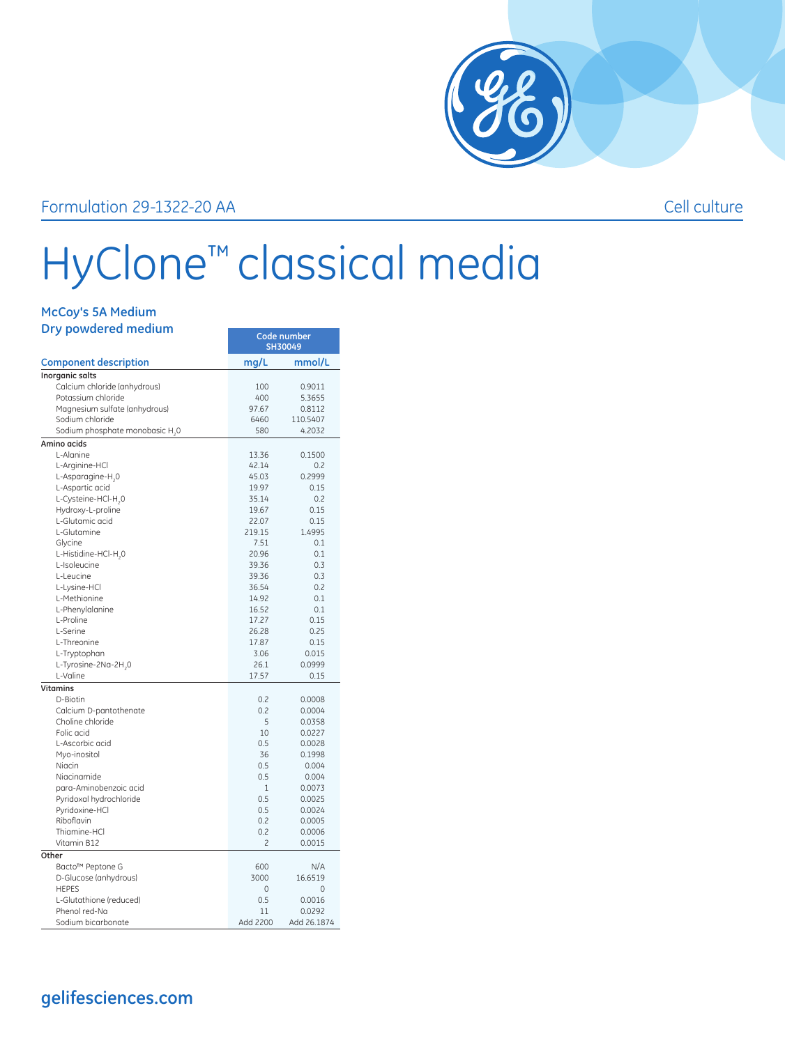Formulation 29-1322-20 AA

Cell culture

# HyClone™ classical media

### McCoy's 5A Medium
### Dry powdered medium

| Component description | Code number SH30049 | |
|---|---|---|
| | mg/L | mmol/L |
| **Inorganic salts** | | |
| Calcium chloride (anhydrous) | 100 | 0.9011 |
| Potassium chloride | 400 | 5.3655 |
| Magnesium sulfate (anhydrous) | 97.67 | 0.8112 |
| Sodium chloride | 6460 | 110.5407 |
| Sodium phosphate monobasic $H_2O$ | 580 | 4.2032 |
| **Amino acids** | | |
| L-Alanine | 13.36 | 0.1500 |
| L-Arginine-HCl | 42.14 | 0.2 |
| L-Asparagine-$H_2O$ | 45.03 | 0.2999 |
| L-Aspartic acid | 19.97 | 0.15 |
| L-Cysteine-HCl-$H_2O$ | 35.14 | 0.2 |
| Hydroxy-L-proline | 19.67 | 0.15 |
| L-Glutamic acid | 22.07 | 0.15 |
| L-Glutamine | 219.15 | 1.4995 |
| Glycine | 7.51 | 0.1 |
| L-Histidine-HCl-$H_2O$ | 20.96 | 0.1 |
| L-Isoleucine | 39.36 | 0.3 |
| L-Leucine | 39.36 | 0.3 |
| L-Lysine-HCl | 36.54 | 0.2 |
| L-Methionine | 14.92 | 0.1 |
| L-Phenylalanine | 16.52 | 0.1 |
| L-Proline | 17.27 | 0.15 |
| L-Serine | 26.28 | 0.25 |
| L-Threonine | 17.87 | 0.15 |
| L-Tryptophan | 3.06 | 0.015 |
| L-Tyrosine-2Na-2$H_2O$ | 26.1 | 0.0999 |
| L-Valine | 17.57 | 0.15 |
| **Vitamins** | | |
| D-Biotin | 0.2 | 0.0008 |
| Calcium D-pantothenate | 0.2 | 0.0004 |
| Choline chloride | 5 | 0.0358 |
| Folic acid | 10 | 0.0227 |
| L-Ascorbic acid | 0.5 | 0.0028 |
| Myo-inositol | 36 | 0.1998 |
| Niacin | 0.5 | 0.004 |
| Niacinamide | 0.5 | 0.004 |
| para-Aminobenzoic acid | 1 | 0.0073 |
| Pyridoxal hydrochloride | 0.5 | 0.0025 |
| Pyridoxine-HCl | 0.5 | 0.0024 |
| Riboflavin | 0.2 | 0.0005 |
| Thiamine-HCl | 0.2 | 0.0006 |
| Vitamin B12 | 2 | 0.0015 |
| **Other** | | |
| Bacto™ Peptone G | 600 | N/A |
| D-Glucose (anhydrous) | 3000 | 16.6519 |
| HEPES | 0 | 0 |
| L-Glutathione (reduced) | 0.5 | 0.0016 |
| Phenol red-Na | 11 | 0.0292 |
| Sodium bicarbonate | Add 2200 | Add 26.1874 |

gelifesciences.com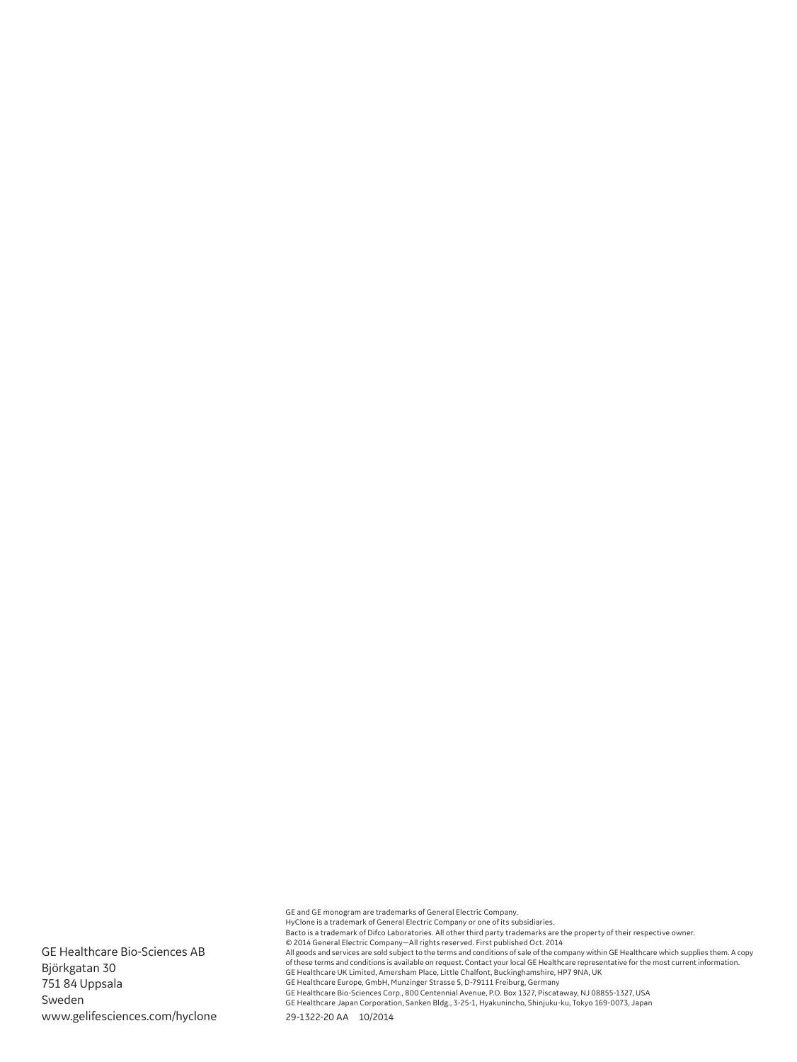GE Healthcare Bio-Sciences AB
Björkgatan 30
751 84 Uppsala
Sweden
www.gelifesciences.com/hyclone

GE and GE monogram are trademarks of General Electric Company.
HyClone is a trademark of General Electric Company or one of its subsidiaries.
Bacto is a trademark of Difco Laboratories. All other third party trademarks are the property of their respective owner.
© 2014 General Electric Company—All rights reserved. First published Oct. 2014
All goods and services are sold subject to the terms and conditions of sale of the company within GE Healthcare which supplies them. A copy of these terms and conditions is available on request. Contact your local GE Healthcare representative for the most current information.
GE Healthcare UK Limited, Amersham Place, Little Chalfont, Buckinghamshire, HP7 9NA, UK
GE Healthcare Europe, GmbH, Munzinger Strasse 5, D-79111 Freiburg, Germany
GE Healthcare Bio-Sciences Corp., 800 Centennial Avenue, P.O. Box 1327, Piscataway, NJ 08855-1327, USA
GE Healthcare Japan Corporation, Sanken Bldg., 3-25-1, Hyakunincho, Shinjuku-ku, Tokyo 169-0073, Japan

29-1322-20 AA 10/2014